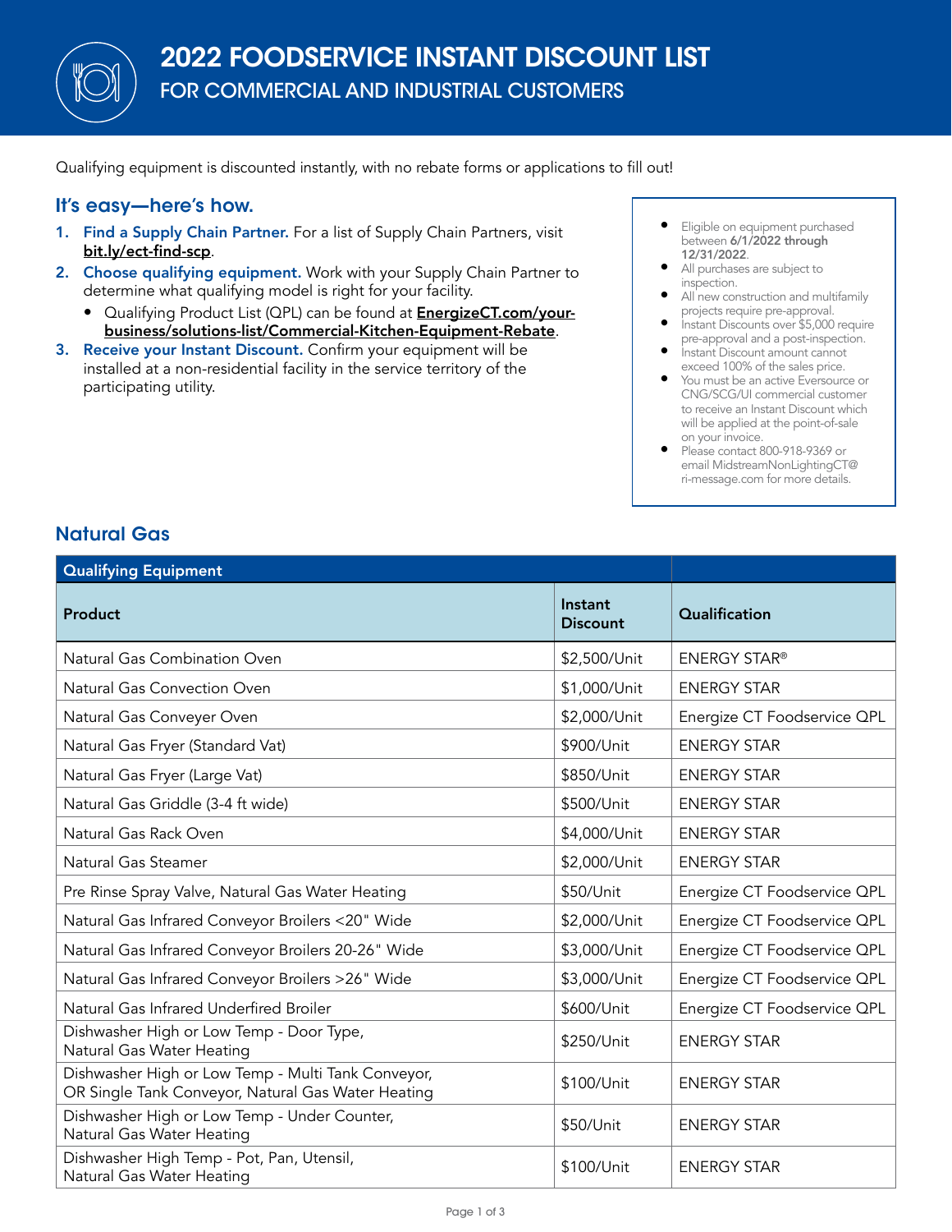# 2022 FOODSERVICE INSTANT DISCOUNT LIST

## FOR COMMERCIAL AND INDUSTRIAL CUSTOMERS

Qualifying equipment is discounted instantly, with no rebate forms or applications to fill out!

### It's easy—here's how.

1. **Find a Supply Chain Partner.** For a list of Supply Chain Partners, visit **bit.ly/ect-find-scp**.
2. **Choose qualifying equipment.** Work with your Supply Chain Partner to determine what qualifying model is right for your facility.
   - Qualifying Product List (QPL) can be found at **EnergizeCT.com/your-business/solutions-list/Commercial-Kitchen-Equipment-Rebate**.
3. **Receive your Instant Discount.** Confirm your equipment will be installed at a non-residential facility in the service territory of the participating utility.

- Eligible on equipment purchased between **6/1/2022 through 12/31/2022**.
- All purchases are subject to inspection.
- All new construction and multifamily projects require pre-approval.
- Instant Discounts over $5,000 require pre-approval and a post-inspection.
- Instant Discount amount cannot exceed 100% of the sales price.
- You must be an active Eversource or CNG/SCG/UI commercial customer to receive an Instant Discount which will be applied at the point-of-sale on your invoice.
- Please contact 800-918-9369 or email MidstreamNonLightingCT@ri-message.com for more details.

## Natural Gas

| Qualifying Equipment | | |
|---|---|---|
| **Product** | **Instant Discount** | **Qualification** |
| Natural Gas Combination Oven | $2,500/Unit | ENERGY STAR® |
| Natural Gas Convection Oven | $1,000/Unit | ENERGY STAR |
| Natural Gas Conveyer Oven | $2,000/Unit | Energize CT Foodservice QPL |
| Natural Gas Fryer (Standard Vat) | $900/Unit | ENERGY STAR |
| Natural Gas Fryer (Large Vat) | $850/Unit | ENERGY STAR |
| Natural Gas Griddle (3-4 ft wide) | $500/Unit | ENERGY STAR |
| Natural Gas Rack Oven | $4,000/Unit | ENERGY STAR |
| Natural Gas Steamer | $2,000/Unit | ENERGY STAR |
| Pre Rinse Spray Valve, Natural Gas Water Heating | $50/Unit | Energize CT Foodservice QPL |
| Natural Gas Infrared Conveyor Broilers <20" Wide | $2,000/Unit | Energize CT Foodservice QPL |
| Natural Gas Infrared Conveyor Broilers 20-26" Wide | $3,000/Unit | Energize CT Foodservice QPL |
| Natural Gas Infrared Conveyor Broilers >26" Wide | $3,000/Unit | Energize CT Foodservice QPL |
| Natural Gas Infrared Underfired Broiler | $600/Unit | Energize CT Foodservice QPL |
| Dishwasher High or Low Temp - Door Type, Natural Gas Water Heating | $250/Unit | ENERGY STAR |
| Dishwasher High or Low Temp - Multi Tank Conveyor, OR Single Tank Conveyor, Natural Gas Water Heating | $100/Unit | ENERGY STAR |
| Dishwasher High or Low Temp - Under Counter, Natural Gas Water Heating | $50/Unit | ENERGY STAR |
| Dishwasher High Temp - Pot, Pan, Utensil, Natural Gas Water Heating | $100/Unit | ENERGY STAR |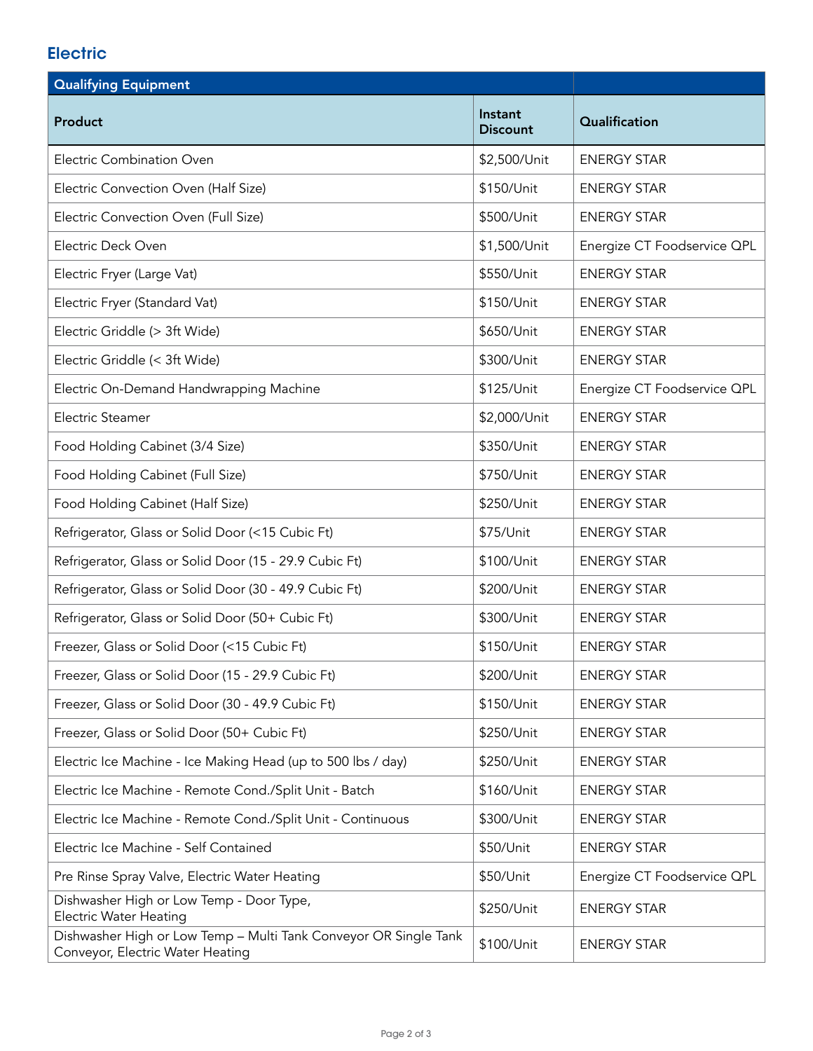## Electric

| Qualifying Equipment | | |
|---|---|---|
| **Product** | **Instant Discount** | **Qualification** |
| Electric Combination Oven | $2,500/Unit | ENERGY STAR |
| Electric Convection Oven (Half Size) | $150/Unit | ENERGY STAR |
| Electric Convection Oven (Full Size) | $500/Unit | ENERGY STAR |
| Electric Deck Oven | $1,500/Unit | Energize CT Foodservice QPL |
| Electric Fryer (Large Vat) | $550/Unit | ENERGY STAR |
| Electric Fryer (Standard Vat) | $150/Unit | ENERGY STAR |
| Electric Griddle (> 3ft Wide) | $650/Unit | ENERGY STAR |
| Electric Griddle (< 3ft Wide) | $300/Unit | ENERGY STAR |
| Electric On-Demand Handwrapping Machine | $125/Unit | Energize CT Foodservice QPL |
| Electric Steamer | $2,000/Unit | ENERGY STAR |
| Food Holding Cabinet (3/4 Size) | $350/Unit | ENERGY STAR |
| Food Holding Cabinet (Full Size) | $750/Unit | ENERGY STAR |
| Food Holding Cabinet (Half Size) | $250/Unit | ENERGY STAR |
| Refrigerator, Glass or Solid Door (<15 Cubic Ft) | $75/Unit | ENERGY STAR |
| Refrigerator, Glass or Solid Door (15 - 29.9 Cubic Ft) | $100/Unit | ENERGY STAR |
| Refrigerator, Glass or Solid Door (30 - 49.9 Cubic Ft) | $200/Unit | ENERGY STAR |
| Refrigerator, Glass or Solid Door (50+ Cubic Ft) | $300/Unit | ENERGY STAR |
| Freezer, Glass or Solid Door (<15 Cubic Ft) | $150/Unit | ENERGY STAR |
| Freezer, Glass or Solid Door (15 - 29.9 Cubic Ft) | $200/Unit | ENERGY STAR |
| Freezer, Glass or Solid Door (30 - 49.9 Cubic Ft) | $150/Unit | ENERGY STAR |
| Freezer, Glass or Solid Door (50+ Cubic Ft) | $250/Unit | ENERGY STAR |
| Electric Ice Machine - Ice Making Head (up to 500 lbs / day) | $250/Unit | ENERGY STAR |
| Electric Ice Machine - Remote Cond./Split Unit - Batch | $160/Unit | ENERGY STAR |
| Electric Ice Machine - Remote Cond./Split Unit - Continuous | $300/Unit | ENERGY STAR |
| Electric Ice Machine - Self Contained | $50/Unit | ENERGY STAR |
| Pre Rinse Spray Valve, Electric Water Heating | $50/Unit | Energize CT Foodservice QPL |
| Dishwasher High or Low Temp - Door Type, Electric Water Heating | $250/Unit | ENERGY STAR |
| Dishwasher High or Low Temp – Multi Tank Conveyor OR Single Tank Conveyor, Electric Water Heating | $100/Unit | ENERGY STAR |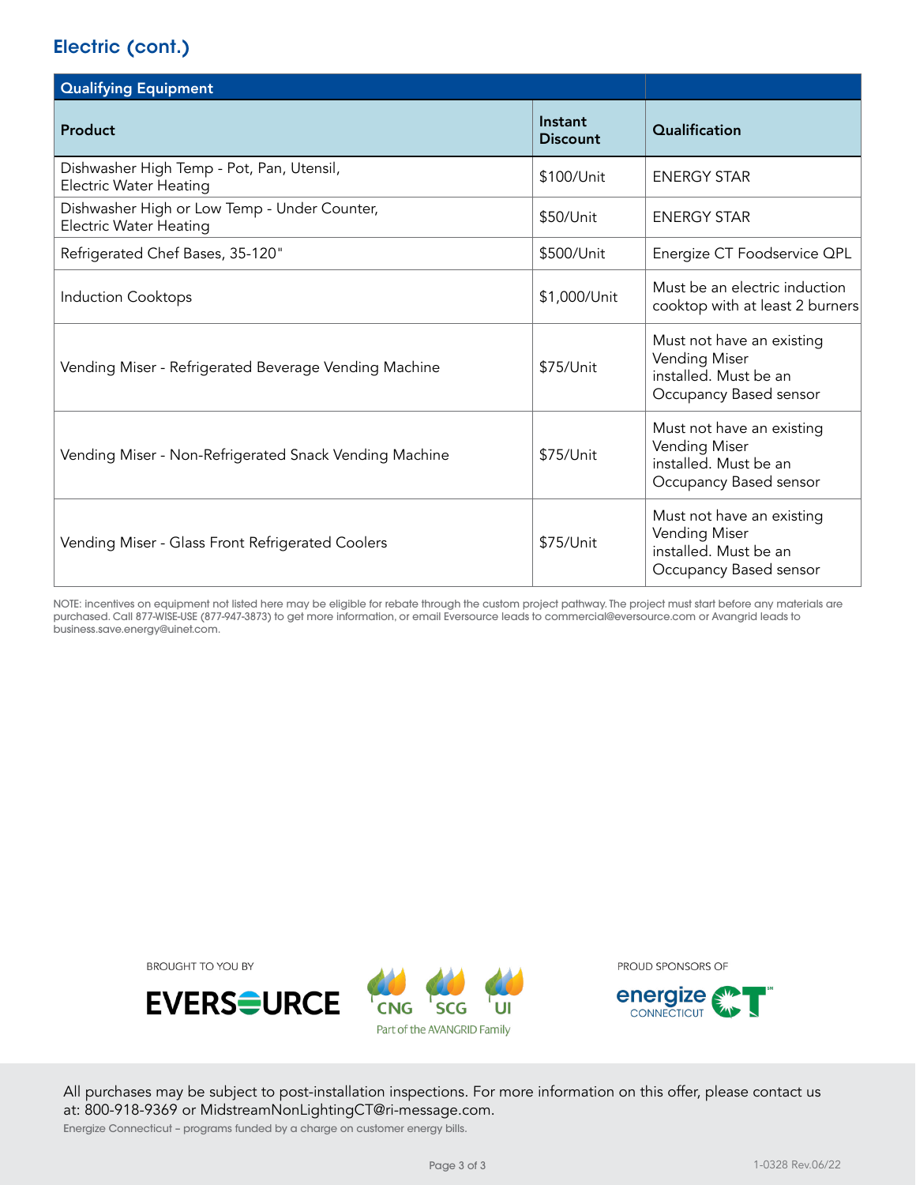## Electric (cont.)

| Qualifying Equipment | | |
|---|---|---|
| **Product** | **Instant Discount** | **Qualification** |
| Dishwasher High Temp - Pot, Pan, Utensil, Electric Water Heating | $100/Unit | ENERGY STAR |
| Dishwasher High or Low Temp - Under Counter, Electric Water Heating | $50/Unit | ENERGY STAR |
| Refrigerated Chef Bases, 35-120" | $500/Unit | Energize CT Foodservice QPL |
| Induction Cooktops | $1,000/Unit | Must be an electric induction cooktop with at least 2 burners |
| Vending Miser - Refrigerated Beverage Vending Machine | $75/Unit | Must not have an existing Vending Miser installed. Must be an Occupancy Based sensor |
| Vending Miser - Non-Refrigerated Snack Vending Machine | $75/Unit | Must not have an existing Vending Miser installed. Must be an Occupancy Based sensor |
| Vending Miser - Glass Front Refrigerated Coolers | $75/Unit | Must not have an existing Vending Miser installed. Must be an Occupancy Based sensor |

NOTE: incentives on equipment not listed here may be eligible for rebate through the custom project pathway. The project must start before any materials are purchased. Call 877-WISE-USE (877-947-3873) to get more information, or email Eversource leads to commercial@eversource.com or Avangrid leads to business.save.energy@uinet.com.

BROUGHT TO YOU BY

EVERSOURCE

CNG SCG UI

Part of the AVANGRID Family

PROUD SPONSORS OF

energize CONNECTICUT

All purchases may be subject to post-installation inspections. For more information on this offer, please contact us at: 800-918-9369 or MidstreamNonLightingCT@ri-message.com.

Energize Connecticut – programs funded by a charge on customer energy bills.

1-0328 Rev.06/22